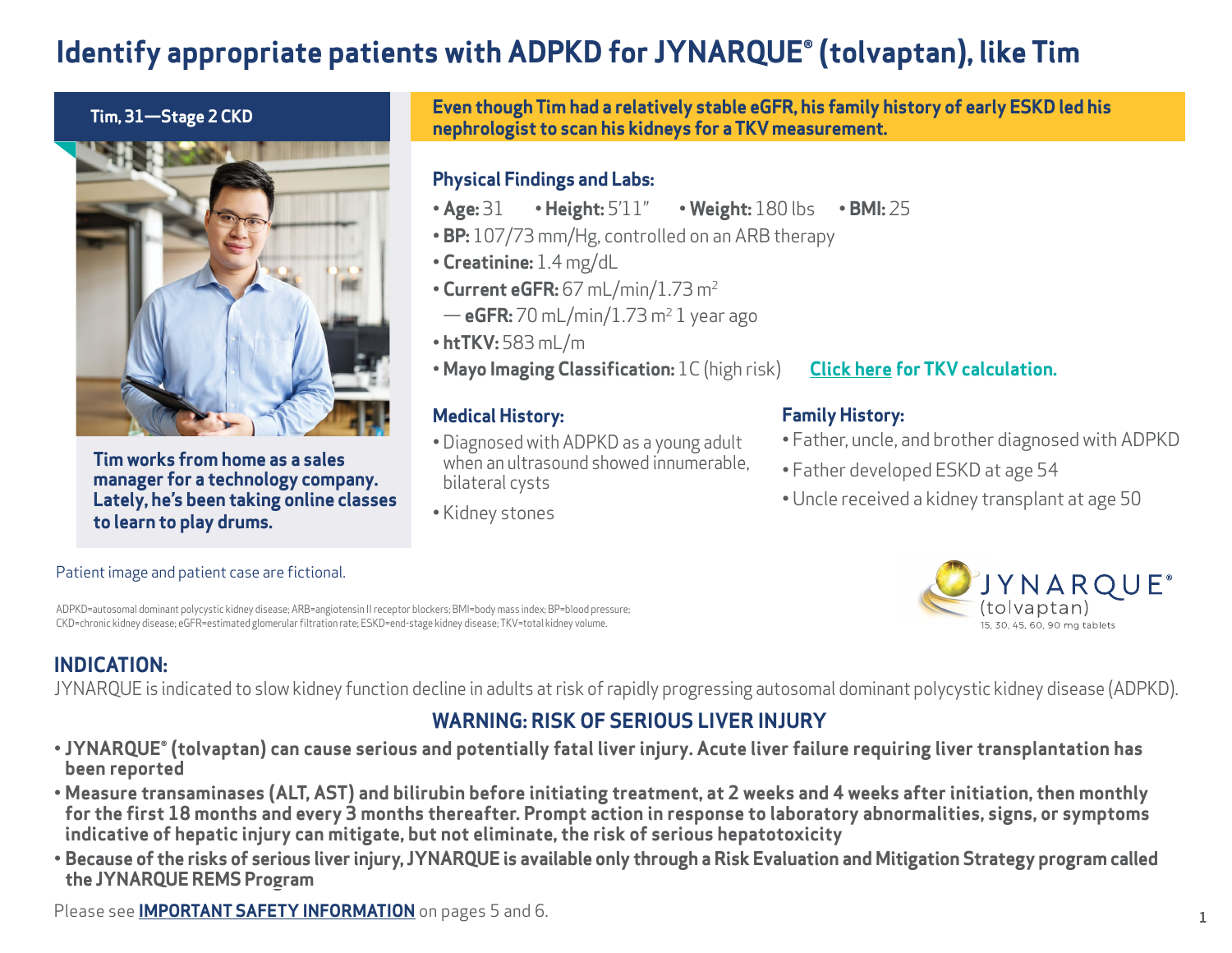# Identify appropriate patients with ADPKD for JYNARQUE® (tolvaptan), like Tim

**Tim, 31—Stage 2 CKD**

**Tim works from home as a sales manager for a technology company. Lately, he's been taking online classes to learn to play drums.**

**Even though Tim had a relatively stable eGFR, his family history of early ESKD led his nephrologist to scan his kidneys for a TKV measurement.**

### Physical Findings and Labs:

- **Age:** 31
- **Height:** 5'11"
- **Weight:** 180 lbs
- **BMI:** 25
- **BP:** 107/73 mm/Hg, controlled on an ARB therapy
- **Creatinine:** 1.4 mg/dL
- **Current eGFR:** 67 mL/min/1.73 m$^2$
  - — **eGFR:** 70 mL/min/1.73 m$^2$ 1 year ago
- **htTKV:** 583 mL/m
- **Mayo Imaging Classification:** 1C (high risk)

**Click here for TKV calculation.**

### Medical History:

- Diagnosed with ADPKD as a young adult when an ultrasound showed innumerable, bilateral cysts
- Kidney stones

### Family History:

- Father, uncle, and brother diagnosed with ADPKD
- Father developed ESKD at age 54
- Uncle received a kidney transplant at age 50

Patient image and patient case are fictional.

ADPKD=autosomal dominant polycystic kidney disease; ARB=angiotensin II receptor blockers; BMI=body mass index; BP=blood pressure; CKD=chronic kidney disease; eGFR=estimated glomerular filtration rate; ESKD=end-stage kidney disease; TKV=total kidney volume.

JYNARQUE® (tolvaptan) 15, 30, 45, 60, 90 mg tablets

## INDICATION:

JYNARQUE is indicated to slow kidney function decline in adults at risk of rapidly progressing autosomal dominant polycystic kidney disease (ADPKD).

## WARNING: RISK OF SERIOUS LIVER INJURY

- **JYNARQUE® (tolvaptan) can cause serious and potentially fatal liver injury. Acute liver failure requiring liver transplantation has been reported**
- **Measure transaminases (ALT, AST) and bilirubin before initiating treatment, at 2 weeks and 4 weeks after initiation, then monthly for the first 18 months and every 3 months thereafter. Prompt action in response to laboratory abnormalities, signs, or symptoms indicative of hepatic injury can mitigate, but not eliminate, the risk of serious hepatotoxicity**
- **Because of the risks of serious liver injury, JYNARQUE is available only through a Risk Evaluation and Mitigation Strategy program called the JYNARQUE REMS Program**

Please see **IMPORTANT SAFETY INFORMATION** on pages 5 and 6.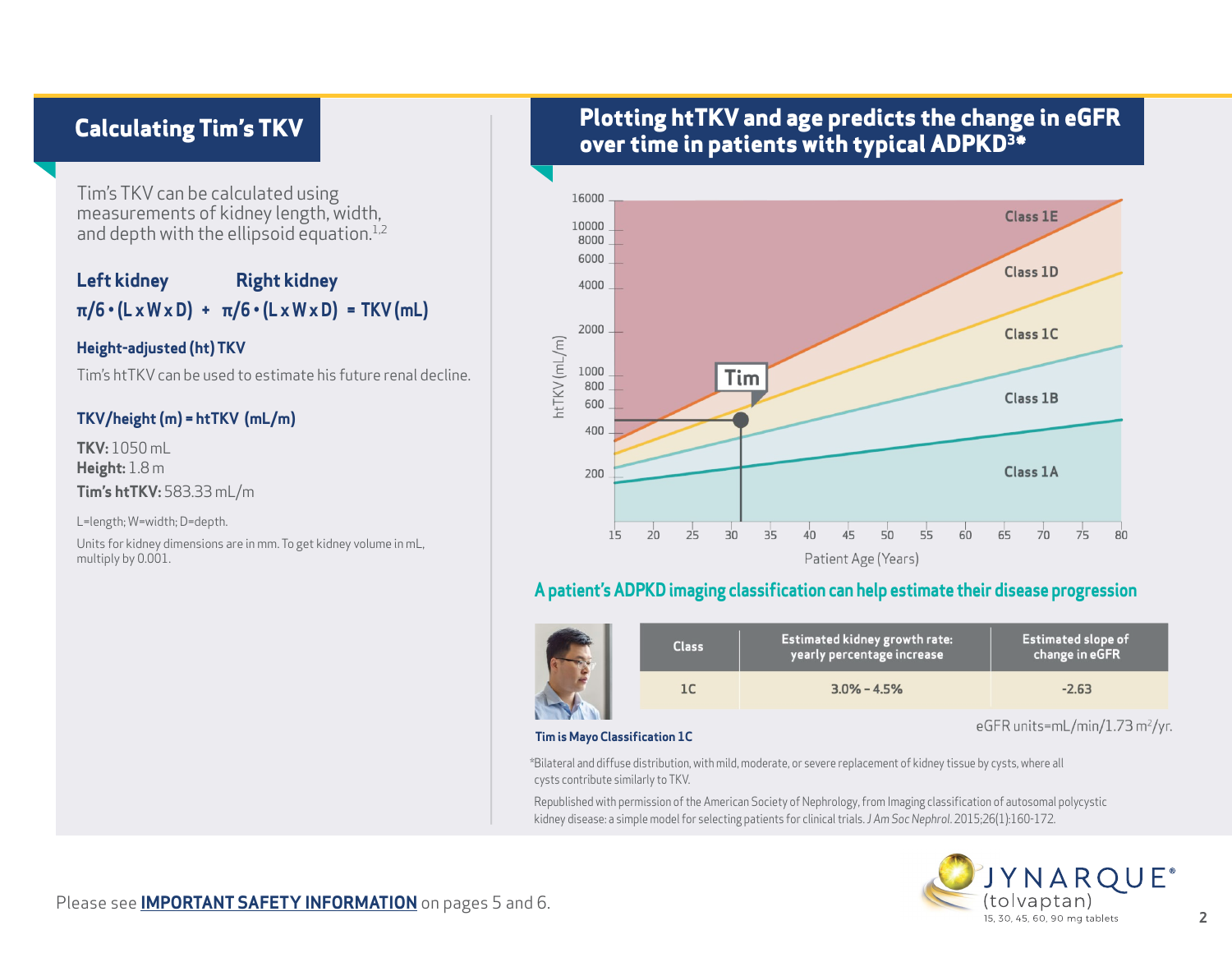## Calculating Tim's TKV

Tim's TKV can be calculated using measurements of kidney length, width, and depth with the ellipsoid equation.[1,2]

**Left kidney** **Right kidney**

**$\pi/6 \cdot (L \times W \times D)$ + $\pi/6 \cdot (L \times W \times D)$ = TKV (mL)**

### Height-adjusted (ht) TKV

Tim's htTKV can be used to estimate his future renal decline.

**TKV/height (m) = htTKV (mL/m)**

**TKV:** 1050 mL
**Height:** 1.8 m
**Tim's htTKV:** 583.33 mL/m

L=length; W=width; D=depth.

Units for kidney dimensions are in mm. To get kidney volume in mL, multiply by 0.001.

## Plotting htTKV and age predicts the change in eGFR over time in patients with typical ADPKD[3*]

### A patient's ADPKD imaging classification can help estimate their disease progression

| Class | Estimated kidney growth rate: yearly percentage increase | Estimated slope of change in eGFR |
|---|---|---|
| 1C | 3.0% – 4.5% | -2.63 |

eGFR units=mL/min/1.73 m²/yr.

**Tim is Mayo Classification 1C**

*Bilateral and diffuse distribution, with mild, moderate, or severe replacement of kidney tissue by cysts, where all cysts contribute similarly to TKV.

Republished with permission of the American Society of Nephrology, from Imaging classification of autosomal polycystic kidney disease: a simple model for selecting patients for clinical trials. *J Am Soc Nephrol*. 2015;26(1):160-172.

Please see **IMPORTANT SAFETY INFORMATION** on pages 5 and 6.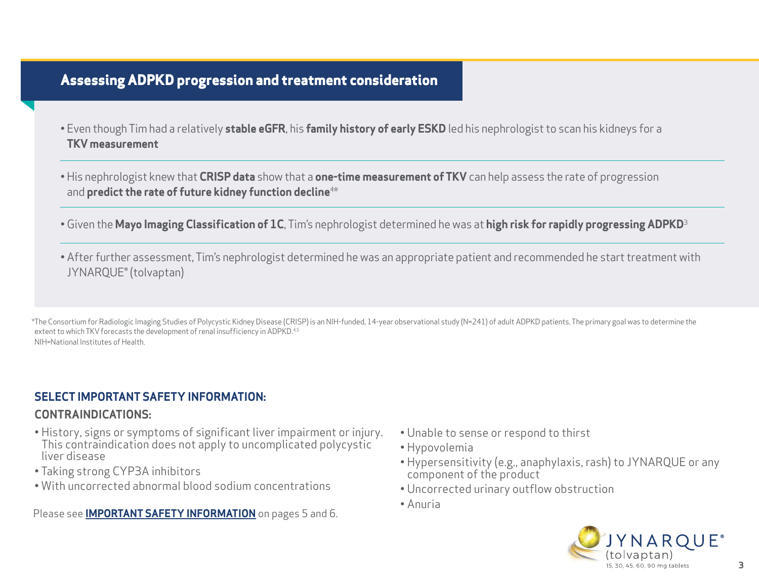## Assessing ADPKD progression and treatment consideration

- Even though Tim had a relatively **stable eGFR**, his **family history of early ESKD** led his nephrologist to scan his kidneys for a **TKV measurement**
- His nephrologist knew that **CRISP data** show that a **one-time measurement of TKV** can help assess the rate of progression and **predict the rate of future kidney function decline**[4*]
- Given the **Mayo Imaging Classification of 1C**, Tim's nephrologist determined he was at **high risk for rapidly progressing ADPKD**[3]
- After further assessment, Tim's nephrologist determined he was an appropriate patient and recommended he start treatment with JYNARQUE® (tolvaptan)

*The Consortium for Radiologic Imaging Studies of Polycystic Kidney Disease (CRISP) is an NIH-funded, 14-year observational study (N=241) of adult ADPKD patients. The primary goal was to determine the extent to which TKV forecasts the development of renal insufficiency in ADPKD.[4,5]

NIH=National Institutes of Health.

### SELECT IMPORTANT SAFETY INFORMATION:

**CONTRAINDICATIONS:**

- History, signs or symptoms of significant liver impairment or injury. This contraindication does not apply to uncomplicated polycystic liver disease
- Taking strong CYP3A inhibitors
- With uncorrected abnormal blood sodium concentrations
- Unable to sense or respond to thirst
- Hypovolemia
- Hypersensitivity (e.g., anaphylaxis, rash) to JYNARQUE or any component of the product
- Uncorrected urinary outflow obstruction
- Anuria

Please see **IMPORTANT SAFETY INFORMATION** on pages 5 and 6.

JYNARQUE® (tolvaptan) 15, 30, 45, 60, 90 mg tablets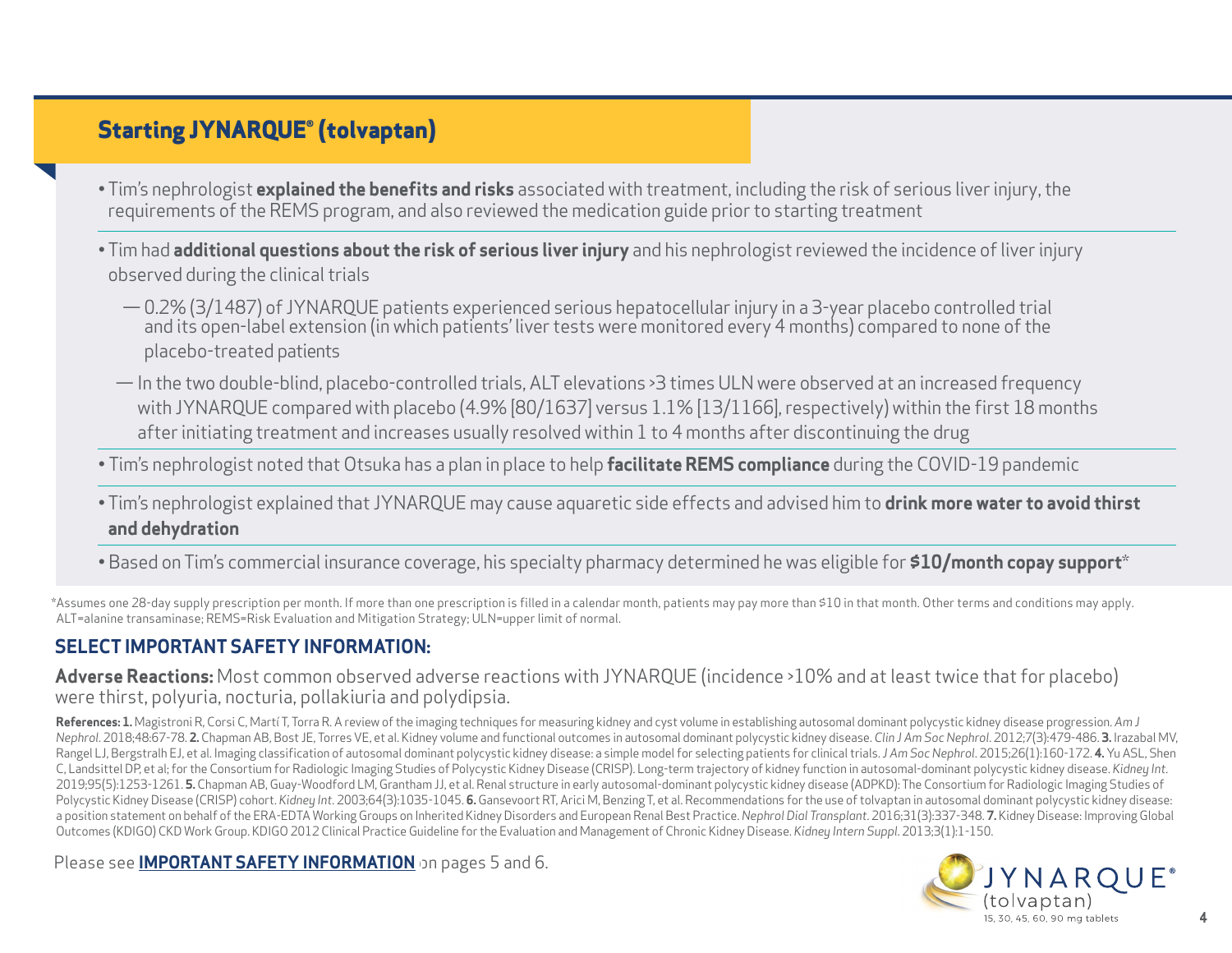## Starting JYNARQUE® (tolvaptan)

- Tim's nephrologist **explained the benefits and risks** associated with treatment, including the risk of serious liver injury, the requirements of the REMS program, and also reviewed the medication guide prior to starting treatment
- Tim had **additional questions about the risk of serious liver injury** and his nephrologist reviewed the incidence of liver injury observed during the clinical trials
  - 0.2% (3/1487) of JYNARQUE patients experienced serious hepatocellular injury in a 3-year placebo controlled trial and its open-label extension (in which patients' liver tests were monitored every 4 months) compared to none of the placebo-treated patients
  - In the two double-blind, placebo-controlled trials, ALT elevations >3 times ULN were observed at an increased frequency with JYNARQUE compared with placebo (4.9% [80/1637] versus 1.1% [13/1166], respectively) within the first 18 months after initiating treatment and increases usually resolved within 1 to 4 months after discontinuing the drug
- Tim's nephrologist noted that Otsuka has a plan in place to help **facilitate REMS compliance** during the COVID-19 pandemic
- Tim's nephrologist explained that JYNARQUE may cause aquaretic side effects and advised him to **drink more water to avoid thirst and dehydration**
- Based on Tim's commercial insurance coverage, his specialty pharmacy determined he was eligible for **$10/month copay support***

*Assumes one 28-day supply prescription per month. If more than one prescription is filled in a calendar month, patients may pay more than $10 in that month. Other terms and conditions may apply.
ALT=alanine transaminase; REMS=Risk Evaluation and Mitigation Strategy; ULN=upper limit of normal.

### SELECT IMPORTANT SAFETY INFORMATION:

**Adverse Reactions:** Most common observed adverse reactions with JYNARQUE (incidence >10% and at least twice that for placebo) were thirst, polyuria, nocturia, pollakiuria and polydipsia.

**References: 1.** Magistroni R, Corsi C, Martí T, Torra R. A review of the imaging techniques for measuring kidney and cyst volume in establishing autosomal dominant polycystic kidney disease progression. *Am J Nephrol*. 2018;48:67-78. **2.** Chapman AB, Bost JE, Torres VE, et al. Kidney volume and functional outcomes in autosomal dominant polycystic kidney disease. *Clin J Am Soc Nephrol*. 2012;7(3):479-486. **3.** Irazabal MV, Rangel LJ, Bergstralh EJ, et al. Imaging classification of autosomal dominant polycystic kidney disease: a simple model for selecting patients for clinical trials. *J Am Soc Nephrol*. 2015;26(1):160-172. **4.** Yu ASL, Shen C, Landsittel DP, et al; for the Consortium for Radiologic Imaging Studies of Polycystic Kidney Disease (CRISP). Long-term trajectory of kidney function in autosomal-dominant polycystic kidney disease. *Kidney Int*. 2019;95(5):1253-1261. **5.** Chapman AB, Guay-Woodford LM, Grantham JJ, et al. Renal structure in early autosomal-dominant polycystic kidney disease (ADPKD): The Consortium for Radiologic Imaging Studies of Polycystic Kidney Disease (CRISP) cohort. *Kidney Int*. 2003;64(3):1035-1045. **6.** Gansevoort RT, Arici M, Benzing T, et al. Recommendations for the use of tolvaptan in autosomal dominant polycystic kidney disease: a position statement on behalf of the ERA-EDTA Working Groups on Inherited Kidney Disorders and European Renal Best Practice. *Nephrol Dial Transplant*. 2016;31(3):337-348. **7.** Kidney Disease: Improving Global Outcomes (KDIGO) CKD Work Group. KDIGO 2012 Clinical Practice Guideline for the Evaluation and Management of Chronic Kidney Disease. *Kidney Intern Suppl*. 2013;3(1):1-150.

Please see **IMPORTANT SAFETY INFORMATION** on pages 5 and 6.

JYNARQUE® (tolvaptan) 15, 30, 45, 60, 90 mg tablets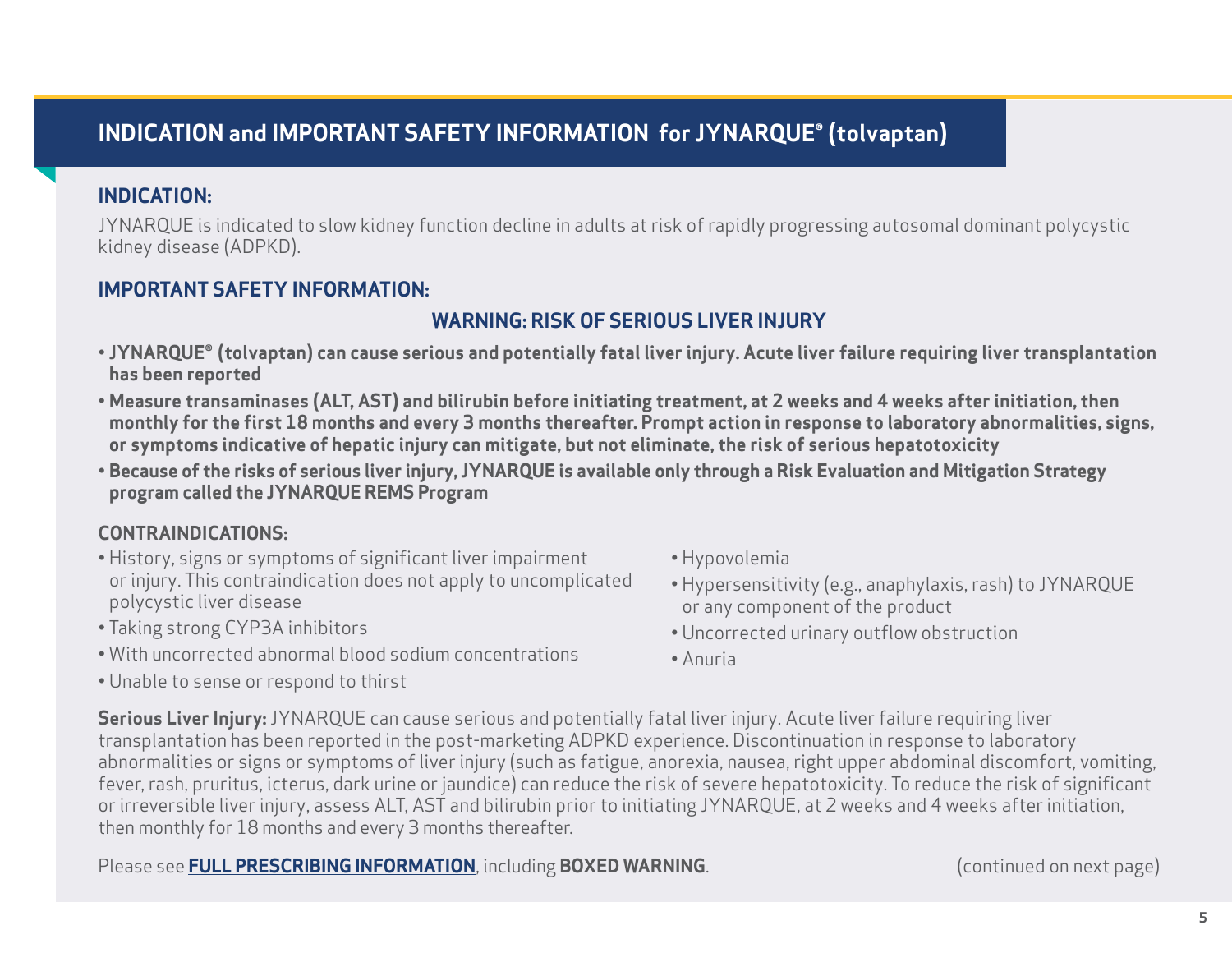## INDICATION and IMPORTANT SAFETY INFORMATION for JYNARQUE® (tolvaptan)

### INDICATION:

JYNARQUE is indicated to slow kidney function decline in adults at risk of rapidly progressing autosomal dominant polycystic kidney disease (ADPKD).

### IMPORTANT SAFETY INFORMATION:

#### WARNING: RISK OF SERIOUS LIVER INJURY

- **JYNARQUE® (tolvaptan) can cause serious and potentially fatal liver injury. Acute liver failure requiring liver transplantation has been reported**
- **Measure transaminases (ALT, AST) and bilirubin before initiating treatment, at 2 weeks and 4 weeks after initiation, then monthly for the first 18 months and every 3 months thereafter. Prompt action in response to laboratory abnormalities, signs, or symptoms indicative of hepatic injury can mitigate, but not eliminate, the risk of serious hepatotoxicity**
- **Because of the risks of serious liver injury, JYNARQUE is available only through a Risk Evaluation and Mitigation Strategy program called the JYNARQUE REMS Program**

### CONTRAINDICATIONS:

- History, signs or symptoms of significant liver impairment or injury. This contraindication does not apply to uncomplicated polycystic liver disease
- Taking strong CYP3A inhibitors
- With uncorrected abnormal blood sodium concentrations
- Unable to sense or respond to thirst
- Hypovolemia
- Hypersensitivity (e.g., anaphylaxis, rash) to JYNARQUE or any component of the product
- Uncorrected urinary outflow obstruction
- Anuria

**Serious Liver Injury:** JYNARQUE can cause serious and potentially fatal liver injury. Acute liver failure requiring liver transplantation has been reported in the post-marketing ADPKD experience. Discontinuation in response to laboratory abnormalities or signs or symptoms of liver injury (such as fatigue, anorexia, nausea, right upper abdominal discomfort, vomiting, fever, rash, pruritus, icterus, dark urine or jaundice) can reduce the risk of severe hepatotoxicity. To reduce the risk of significant or irreversible liver injury, assess ALT, AST and bilirubin prior to initiating JYNARQUE, at 2 weeks and 4 weeks after initiation, then monthly for 18 months and every 3 months thereafter.

Please see **FULL PRESCRIBING INFORMATION**, including **BOXED WARNING**.

(continued on next page)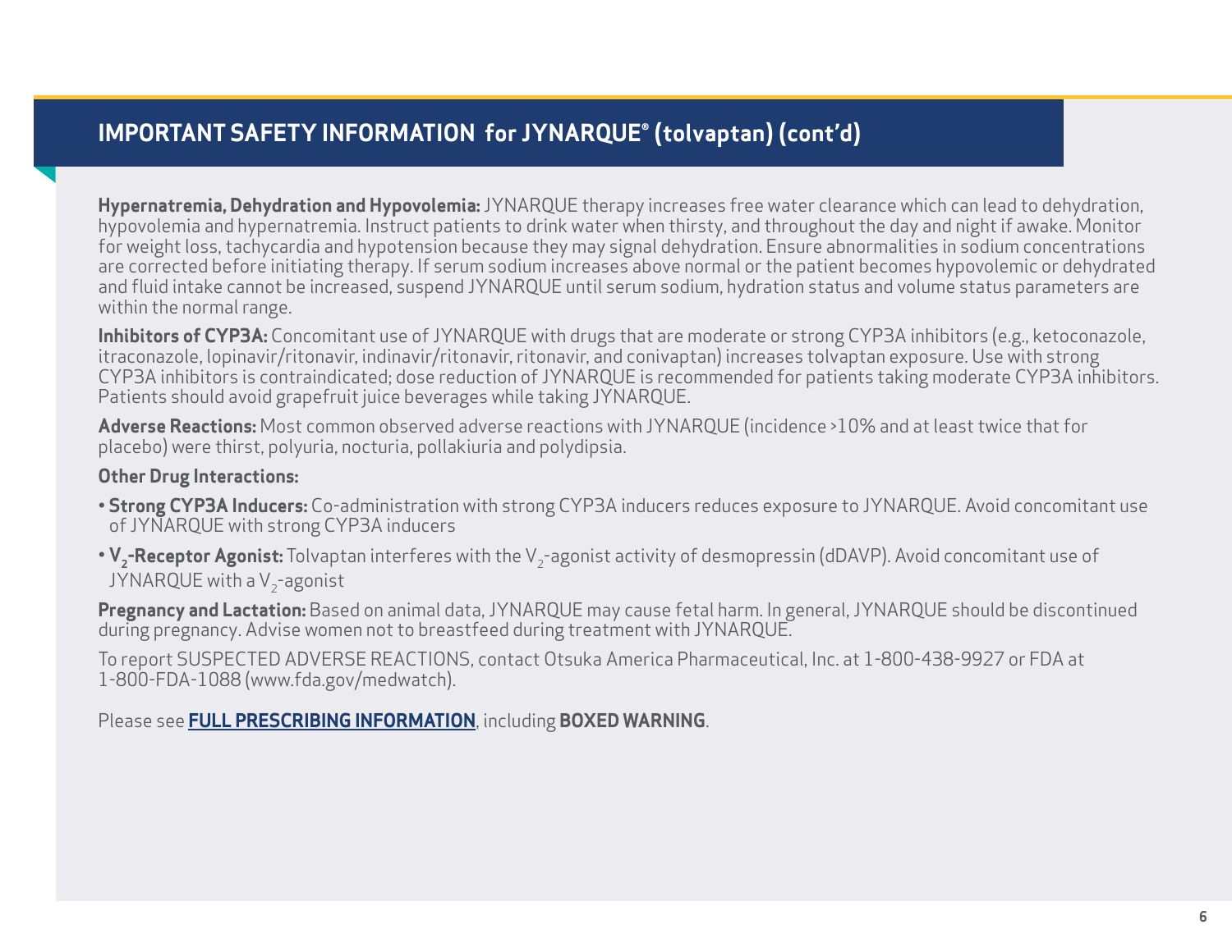## IMPORTANT SAFETY INFORMATION for JYNARQUE® (tolvaptan) (cont'd)

**Hypernatremia, Dehydration and Hypovolemia:** JYNARQUE therapy increases free water clearance which can lead to dehydration, hypovolemia and hypernatremia. Instruct patients to drink water when thirsty, and throughout the day and night if awake. Monitor for weight loss, tachycardia and hypotension because they may signal dehydration. Ensure abnormalities in sodium concentrations are corrected before initiating therapy. If serum sodium increases above normal or the patient becomes hypovolemic or dehydrated and fluid intake cannot be increased, suspend JYNARQUE until serum sodium, hydration status and volume status parameters are within the normal range.

**Inhibitors of CYP3A:** Concomitant use of JYNARQUE with drugs that are moderate or strong CYP3A inhibitors (e.g., ketoconazole, itraconazole, lopinavir/ritonavir, indinavir/ritonavir, ritonavir, and conivaptan) increases tolvaptan exposure. Use with strong CYP3A inhibitors is contraindicated; dose reduction of JYNARQUE is recommended for patients taking moderate CYP3A inhibitors. Patients should avoid grapefruit juice beverages while taking JYNARQUE.

**Adverse Reactions:** Most common observed adverse reactions with JYNARQUE (incidence >10% and at least twice that for placebo) were thirst, polyuria, nocturia, pollakiuria and polydipsia.

**Other Drug Interactions:**

- **Strong CYP3A Inducers:** Co-administration with strong CYP3A inducers reduces exposure to JYNARQUE. Avoid concomitant use of JYNARQUE with strong CYP3A inducers
- **$V_2$-Receptor Agonist:** Tolvaptan interferes with the $V_2$-agonist activity of desmopressin (dDAVP). Avoid concomitant use of JYNARQUE with a $V_2$-agonist

**Pregnancy and Lactation:** Based on animal data, JYNARQUE may cause fetal harm. In general, JYNARQUE should be discontinued during pregnancy. Advise women not to breastfeed during treatment with JYNARQUE.

To report SUSPECTED ADVERSE REACTIONS, contact Otsuka America Pharmaceutical, Inc. at 1-800-438-9927 or FDA at 1-800-FDA-1088 (www.fda.gov/medwatch).

Please see **FULL PRESCRIBING INFORMATION**, including **BOXED WARNING**.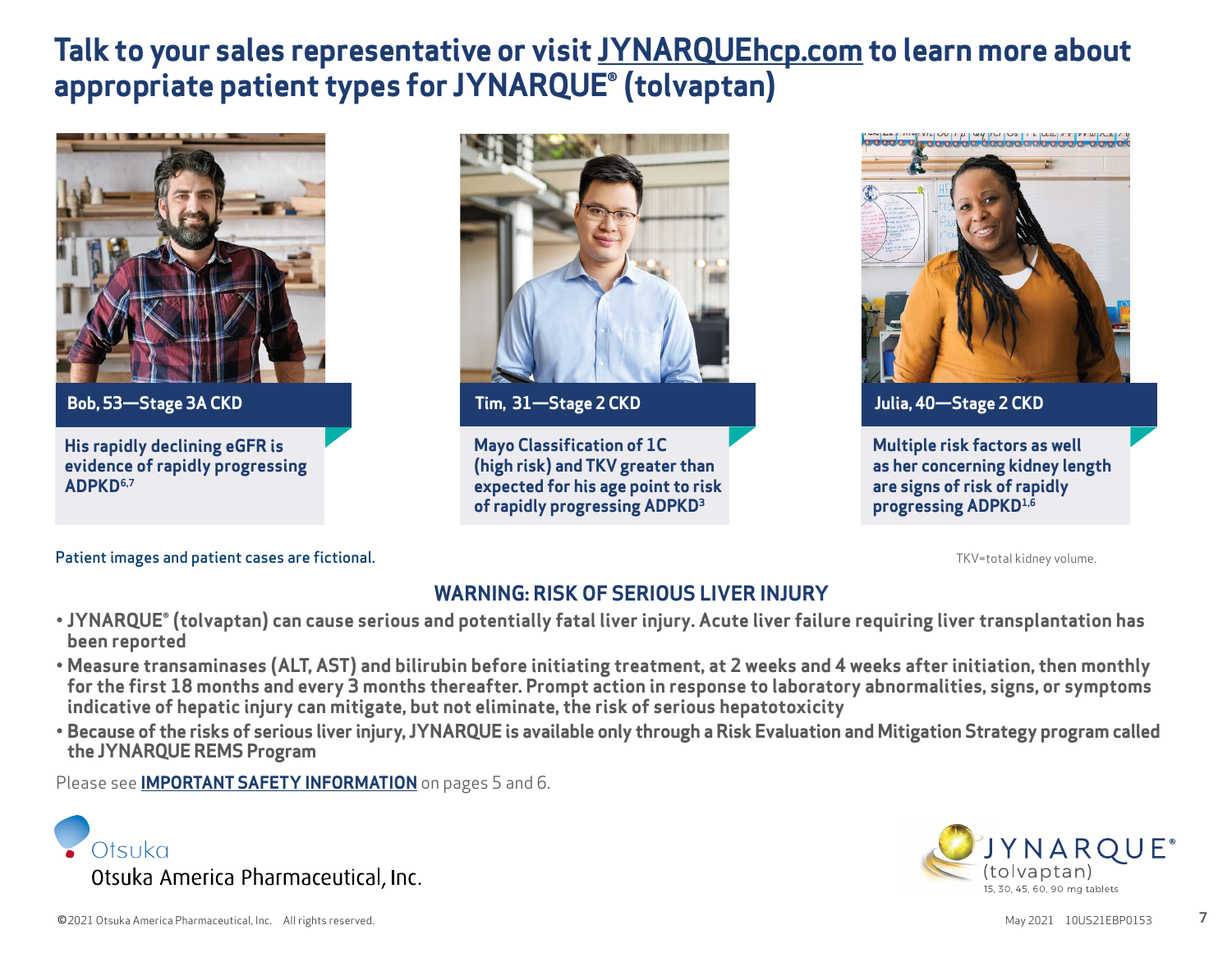# Talk to your sales representative or visit JYNARQUEhcp.com to learn more about appropriate patient types for JYNARQUE® (tolvaptan)

**Bob, 53—Stage 3A CKD**

His rapidly declining eGFR is evidence of rapidly progressing ADPKD[6,7]

**Tim, 31—Stage 2 CKD**

Mayo Classification of 1C (high risk) and TKV greater than expected for his age point to risk of rapidly progressing ADPKD[3]

**Julia, 40—Stage 2 CKD**

Multiple risk factors as well as her concerning kidney length are signs of risk of rapidly progressing ADPKD[1,6]

Patient images and patient cases are fictional.

TKV=total kidney volume.

## WARNING: RISK OF SERIOUS LIVER INJURY

- **JYNARQUE® (tolvaptan) can cause serious and potentially fatal liver injury. Acute liver failure requiring liver transplantation has been reported**
- **Measure transaminases (ALT, AST) and bilirubin before initiating treatment, at 2 weeks and 4 weeks after initiation, then monthly for the first 18 months and every 3 months thereafter. Prompt action in response to laboratory abnormalities, signs, or symptoms indicative of hepatic injury can mitigate, but not eliminate, the risk of serious hepatotoxicity**
- **Because of the risks of serious liver injury, JYNARQUE is available only through a Risk Evaluation and Mitigation Strategy program called the JYNARQUE REMS Program**

Please see **IMPORTANT SAFETY INFORMATION** on pages 5 and 6.

Otsuka America Pharmaceutical, Inc.

JYNARQUE® (tolvaptan) 15, 30, 45, 60, 90 mg tablets

©2021 Otsuka America Pharmaceutical, Inc. All rights reserved.

May 2021 10US21EBP0153